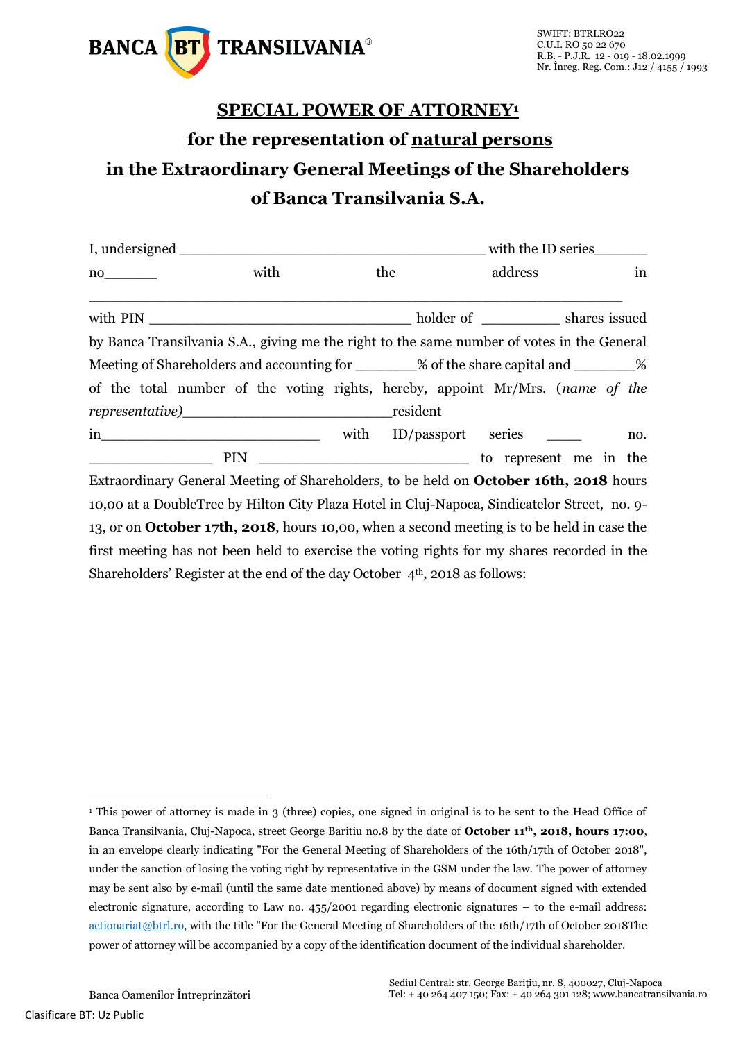BANCA BT TRANSILVANIA®

SWIFT: BTRLRO22
C.U.I. RO 50 22 670
R.B. - P.J.R. 12 - 019 - 18.02.1999
Nr. Înreg. Reg. Com.: J12 / 4155 / 1993

# SPECIAL POWER OF ATTORNEY[1]

## for the representation of natural persons in the Extraordinary General Meetings of the Shareholders of Banca Transilvania S.A.

I, undersigned ________________________________________ with the ID series_______ no_______ with the address in ______________________________________________________________ with PIN __________________________________ holder of __________ shares issued by Banca Transilvania S.A., giving me the right to the same number of votes in the General Meeting of Shareholders and accounting for ________% of the share capital and ________% of the total number of the voting rights, hereby, appoint Mr/Mrs. (*name of the representative)*___________________________resident in_____________________________ with ID/passport series _____ no. ________________ PIN ____________________________ to represent me in the Extraordinary General Meeting of Shareholders, to be held on **October 16th, 2018** hours 10,00 at a DoubleTree by Hilton City Plaza Hotel in Cluj-Napoca, Sindicatelor Street, no. 9-13, or on **October 17th, 2018**, hours 10,00, when a second meeting is to be held in case the first meeting has not been held to exercise the voting rights for my shares recorded in the Shareholders' Register at the end of the day October 4th, 2018 as follows:

---

[1] This power of attorney is made in 3 (three) copies, one signed in original is to be sent to the Head Office of Banca Transilvania, Cluj-Napoca, street George Baritiu no.8 by the date of **October 11th, 2018, hours 17:00**, in an envelope clearly indicating "For the General Meeting of Shareholders of the 16th/17th of October 2018", under the sanction of losing the voting right by representative in the GSM under the law. The power of attorney may be sent also by e-mail (until the same date mentioned above) by means of document signed with extended electronic signature, according to Law no. 455/2001 regarding electronic signatures – to the e-mail address: actionariat@btrl.ro, with the title "For the General Meeting of Shareholders of the 16th/17th of October 2018The power of attorney will be accompanied by a copy of the identification document of the individual shareholder.

Banca Oamenilor Întreprinzători

Sediul Central: str. George Barițiu, nr. 8, 400027, Cluj-Napoca
Tel: + 40 264 407 150; Fax: + 40 264 301 128; www.bancatransilvania.ro

Clasificare BT: Uz Public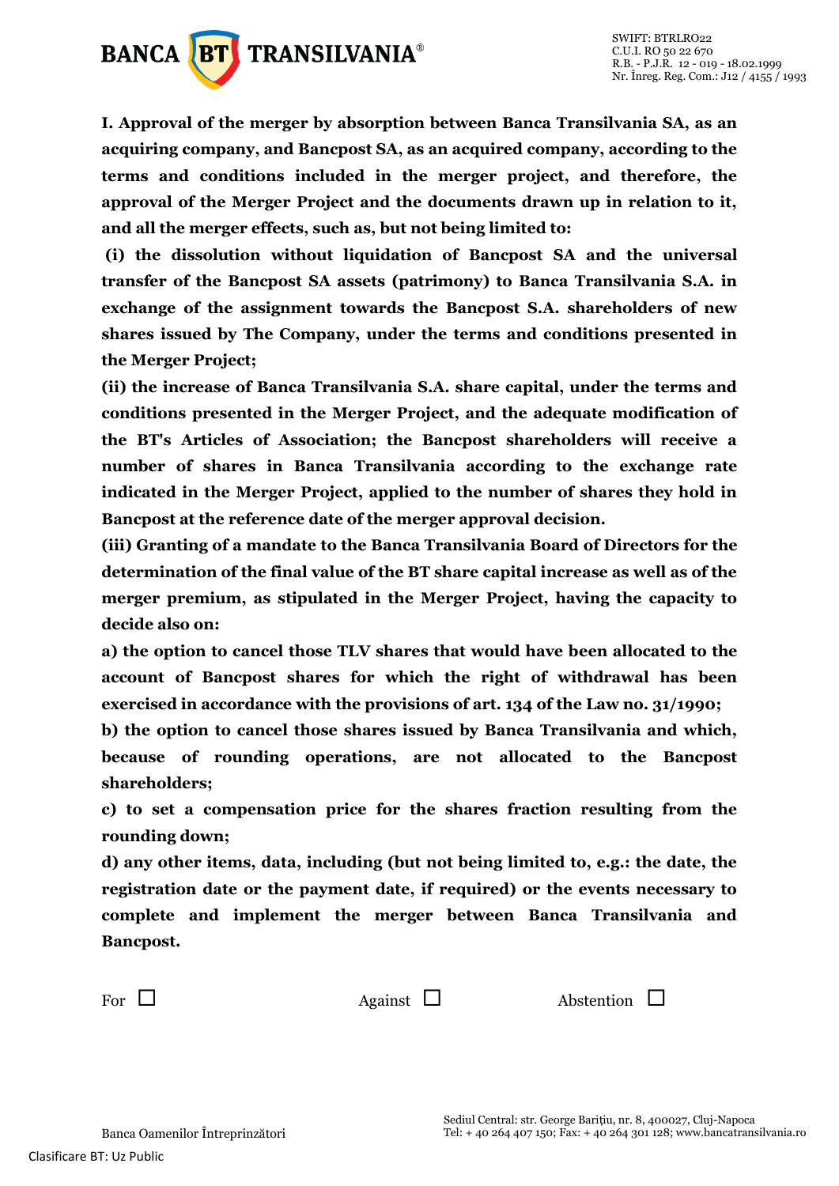**I. Approval of the merger by absorption between Banca Transilvania SA, as an acquiring company, and Bancpost SA, as an acquired company, according to the terms and conditions included in the merger project, and therefore, the approval of the Merger Project and the documents drawn up in relation to it, and all the merger effects, such as, but not being limited to:**

**(i) the dissolution without liquidation of Bancpost SA and the universal transfer of the Bancpost SA assets (patrimony) to Banca Transilvania S.A. in exchange of the assignment towards the Bancpost S.A. shareholders of new shares issued by The Company, under the terms and conditions presented in the Merger Project;**

**(ii) the increase of Banca Transilvania S.A. share capital, under the terms and conditions presented in the Merger Project, and the adequate modification of the BT's Articles of Association; the Bancpost shareholders will receive a number of shares in Banca Transilvania according to the exchange rate indicated in the Merger Project, applied to the number of shares they hold in Bancpost at the reference date of the merger approval decision.**

**(iii) Granting of a mandate to the Banca Transilvania Board of Directors for the determination of the final value of the BT share capital increase as well as of the merger premium, as stipulated in the Merger Project, having the capacity to decide also on:**

**a) the option to cancel those TLV shares that would have been allocated to the account of Bancpost shares for which the right of withdrawal has been exercised in accordance with the provisions of art. 134 of the Law no. 31/1990;**

**b) the option to cancel those shares issued by Banca Transilvania and which, because of rounding operations, are not allocated to the Bancpost shareholders;**

**c) to set a compensation price for the shares fraction resulting from the rounding down;**

**d) any other items, data, including (but not being limited to, e.g.: the date, the registration date or the payment date, if required) or the events necessary to complete and implement the merger between Banca Transilvania and Bancpost.**

For ☐ Against ☐ Abstention ☐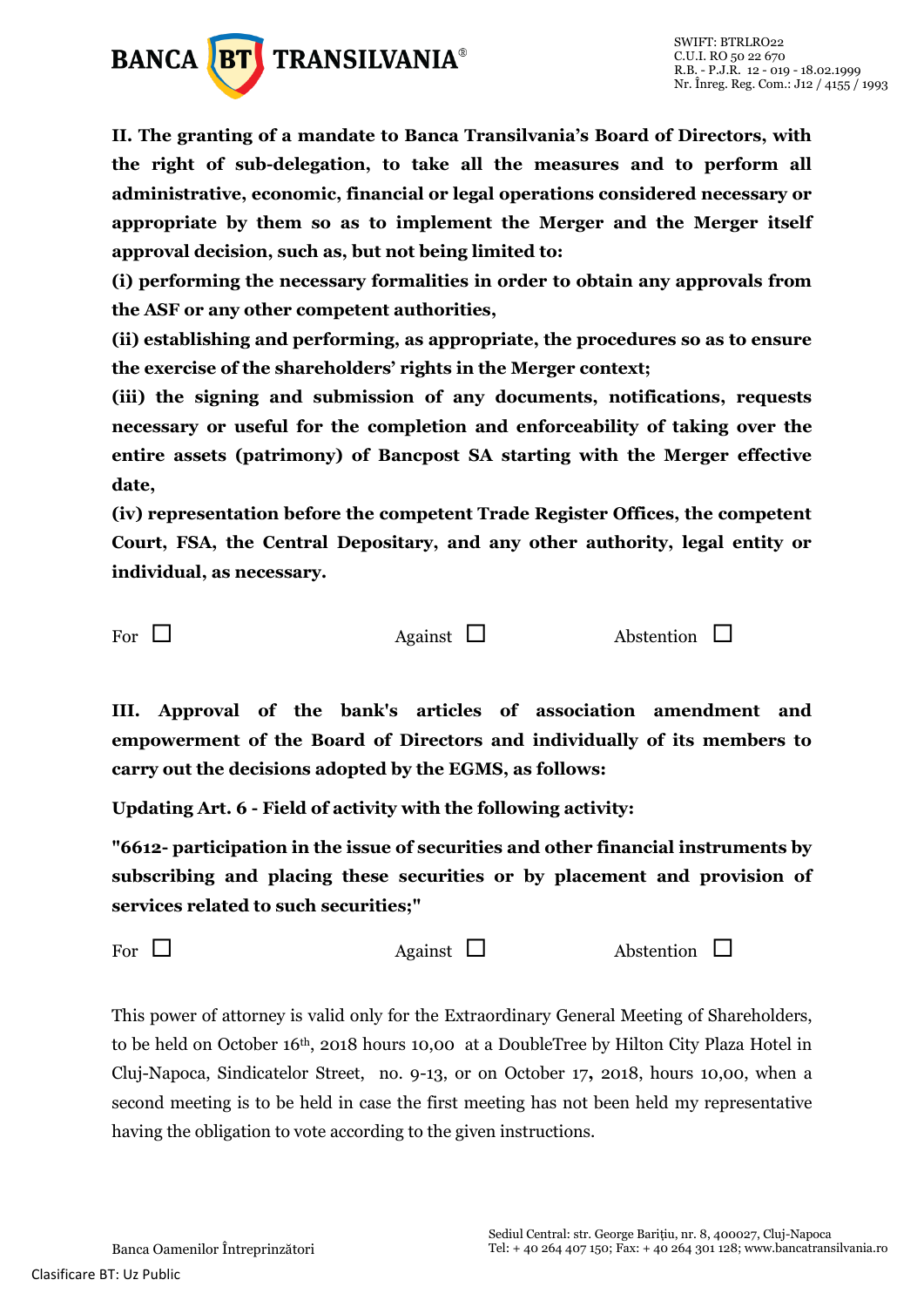**II. The granting of a mandate to Banca Transilvania's Board of Directors, with the right of sub-delegation, to take all the measures and to perform all administrative, economic, financial or legal operations considered necessary or appropriate by them so as to implement the Merger and the Merger itself approval decision, such as, but not being limited to:**

**(i) performing the necessary formalities in order to obtain any approvals from the ASF or any other competent authorities,**

**(ii) establishing and performing, as appropriate, the procedures so as to ensure the exercise of the shareholders' rights in the Merger context;**

**(iii) the signing and submission of any documents, notifications, requests necessary or useful for the completion and enforceability of taking over the entire assets (patrimony) of Bancpost SA starting with the Merger effective date,**

**(iv) representation before the competent Trade Register Offices, the competent Court, FSA, the Central Depositary, and any other authority, legal entity or individual, as necessary.**

For ☐ Against ☐ Abstention ☐

**III. Approval of the bank's articles of association amendment and empowerment of the Board of Directors and individually of its members to carry out the decisions adopted by the EGMS, as follows:**

**Updating Art. 6 - Field of activity with the following activity:**

**"6612- participation in the issue of securities and other financial instruments by subscribing and placing these securities or by placement and provision of services related to such securities;"**

For ☐ Against ☐ Abstention ☐

This power of attorney is valid only for the Extraordinary General Meeting of Shareholders, to be held on October 16th, 2018 hours 10,00 at a DoubleTree by Hilton City Plaza Hotel in Cluj-Napoca, Sindicatelor Street, no. 9-13, or on October 17, 2018, hours 10,00, when a second meeting is to be held in case the first meeting has not been held my representative having the obligation to vote according to the given instructions.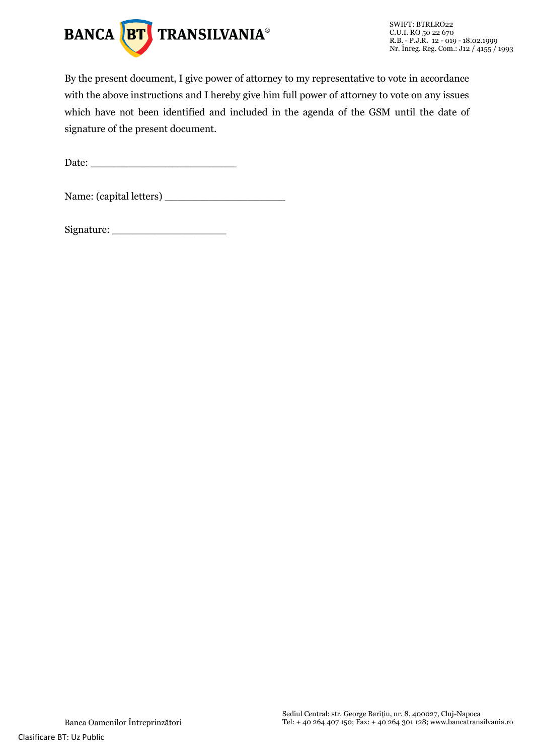By the present document, I give power of attorney to my representative to vote in accordance with the above instructions and I hereby give him full power of attorney to vote on any issues which have not been identified and included in the agenda of the GSM until the date of signature of the present document.

Date: _______________________

Name: (capital letters) ___________________

Signature: __________________